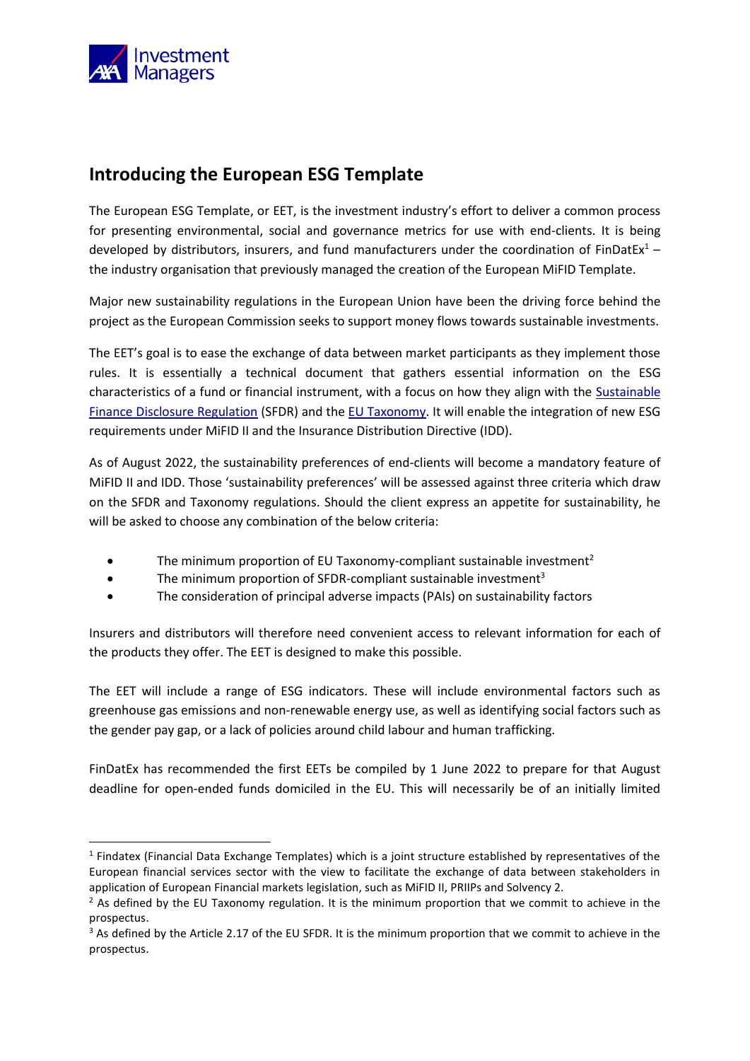# Introducing the European ESG Template

The European ESG Template, or EET, is the investment industry's effort to deliver a common process for presenting environmental, social and governance metrics for use with end-clients. It is being developed by distributors, insurers, and fund manufacturers under the coordination of FinDatEx[1] – the industry organisation that previously managed the creation of the European MiFID Template.

Major new sustainability regulations in the European Union have been the driving force behind the project as the European Commission seeks to support money flows towards sustainable investments.

The EET's goal is to ease the exchange of data between market participants as they implement those rules. It is essentially a technical document that gathers essential information on the ESG characteristics of a fund or financial instrument, with a focus on how they align with the Sustainable Finance Disclosure Regulation (SFDR) and the EU Taxonomy. It will enable the integration of new ESG requirements under MiFID II and the Insurance Distribution Directive (IDD).

As of August 2022, the sustainability preferences of end-clients will become a mandatory feature of MiFID II and IDD. Those 'sustainability preferences' will be assessed against three criteria which draw on the SFDR and Taxonomy regulations. Should the client express an appetite for sustainability, he will be asked to choose any combination of the below criteria:

- The minimum proportion of EU Taxonomy-compliant sustainable investment[2]
- The minimum proportion of SFDR-compliant sustainable investment[3]
- The consideration of principal adverse impacts (PAIs) on sustainability factors

Insurers and distributors will therefore need convenient access to relevant information for each of the products they offer. The EET is designed to make this possible.

The EET will include a range of ESG indicators. These will include environmental factors such as greenhouse gas emissions and non-renewable energy use, as well as identifying social factors such as the gender pay gap, or a lack of policies around child labour and human trafficking.

FinDatEx has recommended the first EETs be compiled by 1 June 2022 to prepare for that August deadline for open-ended funds domiciled in the EU. This will necessarily be of an initially limited

---

[1] Findatex (Financial Data Exchange Templates) which is a joint structure established by representatives of the European financial services sector with the view to facilitate the exchange of data between stakeholders in application of European Financial markets legislation, such as MiFID II, PRIIPs and Solvency 2.

[2] As defined by the EU Taxonomy regulation. It is the minimum proportion that we commit to achieve in the prospectus.

[3] As defined by the Article 2.17 of the EU SFDR. It is the minimum proportion that we commit to achieve in the prospectus.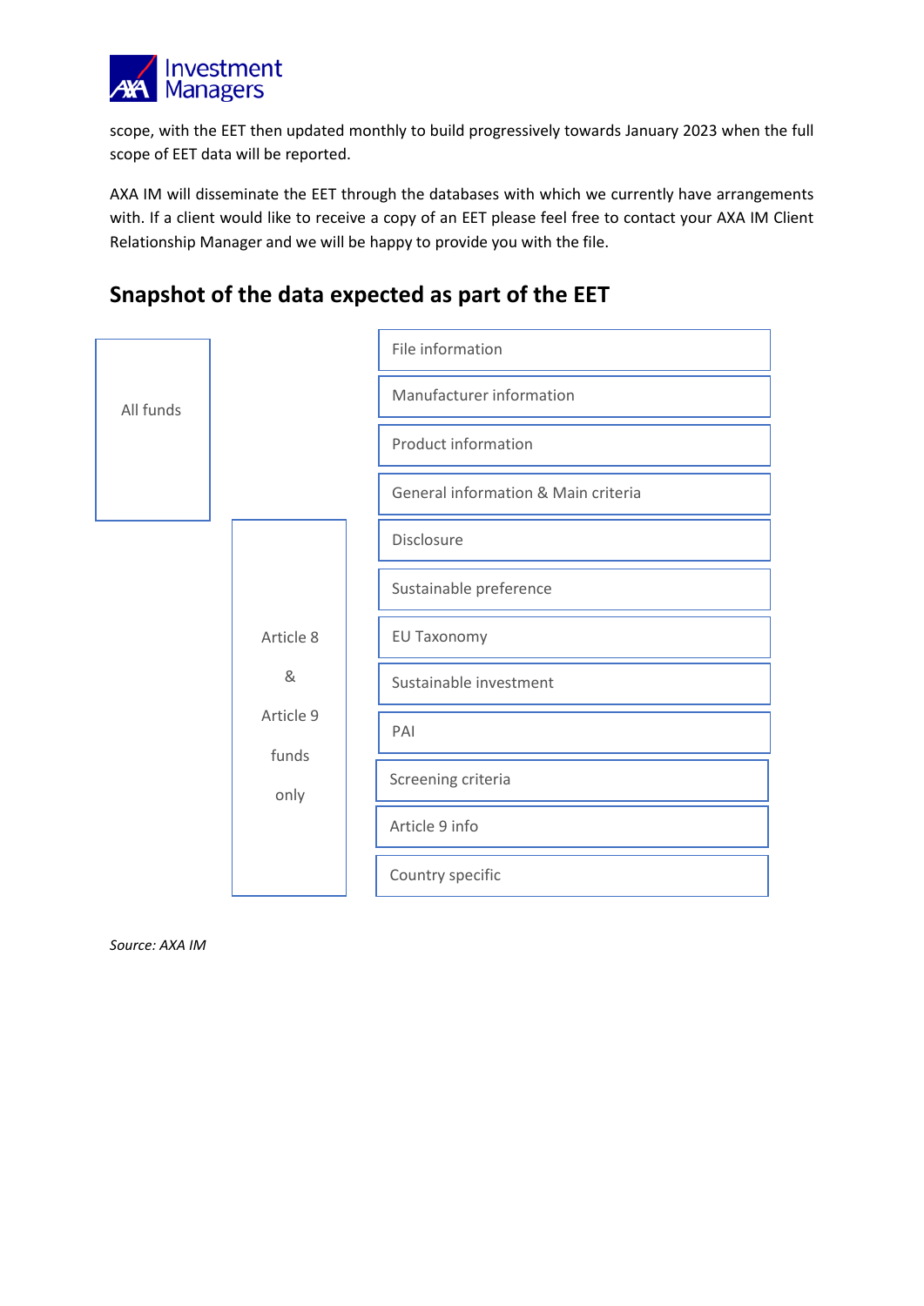scope, with the EET then updated monthly to build progressively towards January 2023 when the full scope of EET data will be reported.

AXA IM will disseminate the EET through the databases with which we currently have arrangements with. If a client would like to receive a copy of an EET please feel free to contact your AXA IM Client Relationship Manager and we will be happy to provide you with the file.

## Snapshot of the data expected as part of the EET

All funds

Article 8 & Article 9 funds only

File information

Manufacturer information

Product information

General information & Main criteria

Disclosure

Sustainable preference

EU Taxonomy

Sustainable investment

PAI

Screening criteria

Article 9 info

Country specific

*Source: AXA IM*